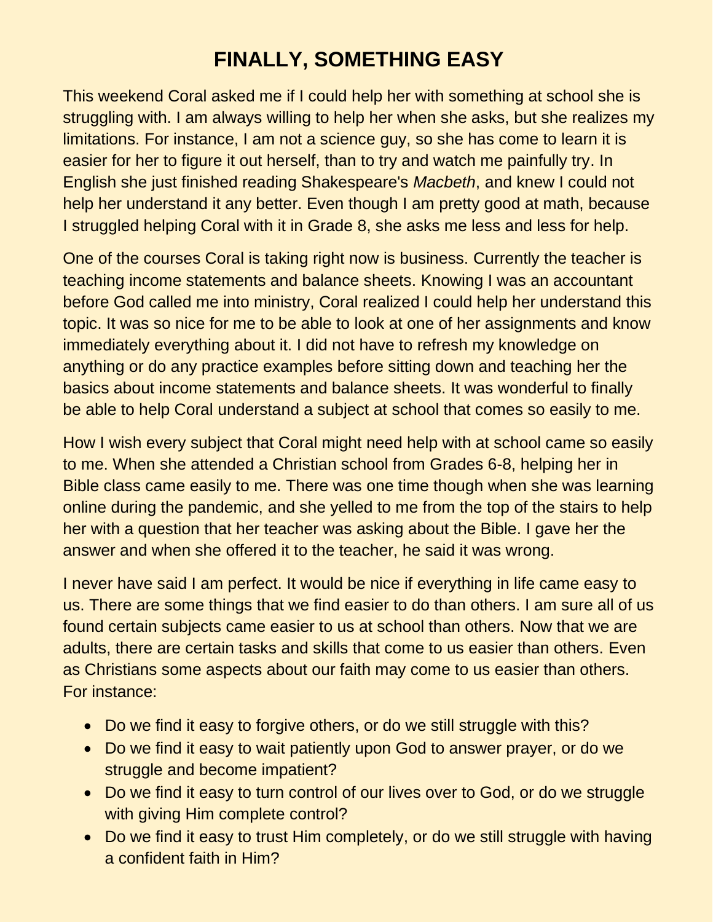# FINALLY, SOMETHING EASY

This weekend Coral asked me if I could help her with something at school she is struggling with. I am always willing to help her when she asks, but she realizes my limitations. For instance, I am not a science guy, so she has come to learn it is easier for her to figure it out herself, than to try and watch me painfully try. In English she just finished reading Shakespeare's *Macbeth*, and knew I could not help her understand it any better. Even though I am pretty good at math, because I struggled helping Coral with it in Grade 8, she asks me less and less for help.

One of the courses Coral is taking right now is business. Currently the teacher is teaching income statements and balance sheets. Knowing I was an accountant before God called me into ministry, Coral realized I could help her understand this topic. It was so nice for me to be able to look at one of her assignments and know immediately everything about it. I did not have to refresh my knowledge on anything or do any practice examples before sitting down and teaching her the basics about income statements and balance sheets. It was wonderful to finally be able to help Coral understand a subject at school that comes so easily to me.

How I wish every subject that Coral might need help with at school came so easily to me. When she attended a Christian school from Grades 6-8, helping her in Bible class came easily to me. There was one time though when she was learning online during the pandemic, and she yelled to me from the top of the stairs to help her with a question that her teacher was asking about the Bible. I gave her the answer and when she offered it to the teacher, he said it was wrong.

I never have said I am perfect. It would be nice if everything in life came easy to us. There are some things that we find easier to do than others. I am sure all of us found certain subjects came easier to us at school than others. Now that we are adults, there are certain tasks and skills that come to us easier than others. Even as Christians some aspects about our faith may come to us easier than others. For instance:

- Do we find it easy to forgive others, or do we still struggle with this?
- Do we find it easy to wait patiently upon God to answer prayer, or do we struggle and become impatient?
- Do we find it easy to turn control of our lives over to God, or do we struggle with giving Him complete control?
- Do we find it easy to trust Him completely, or do we still struggle with having a confident faith in Him?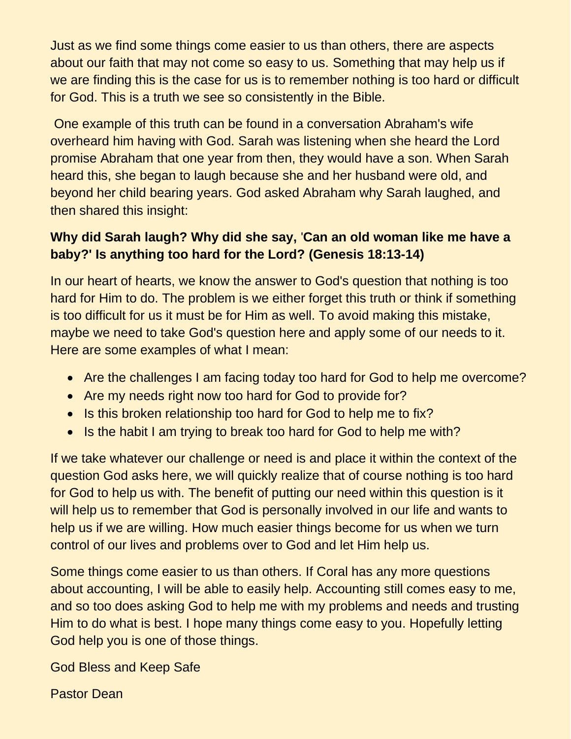Just as we find some things come easier to us than others, there are aspects about our faith that may not come so easy to us. Something that may help us if we are finding this is the case for us is to remember nothing is too hard or difficult for God. This is a truth we see so consistently in the Bible.

One example of this truth can be found in a conversation Abraham's wife overheard him having with God. Sarah was listening when she heard the Lord promise Abraham that one year from then, they would have a son. When Sarah heard this, she began to laugh because she and her husband were old, and beyond her child bearing years. God asked Abraham why Sarah laughed, and then shared this insight:

**Why did Sarah laugh? Why did she say, 'Can an old woman like me have a baby?' Is anything too hard for the Lord? (Genesis 18:13-14)**

In our heart of hearts, we know the answer to God's question that nothing is too hard for Him to do. The problem is we either forget this truth or think if something is too difficult for us it must be for Him as well. To avoid making this mistake, maybe we need to take God's question here and apply some of our needs to it. Here are some examples of what I mean:

- Are the challenges I am facing today too hard for God to help me overcome?
- Are my needs right now too hard for God to provide for?
- Is this broken relationship too hard for God to help me to fix?
- Is the habit I am trying to break too hard for God to help me with?

If we take whatever our challenge or need is and place it within the context of the question God asks here, we will quickly realize that of course nothing is too hard for God to help us with. The benefit of putting our need within this question is it will help us to remember that God is personally involved in our life and wants to help us if we are willing. How much easier things become for us when we turn control of our lives and problems over to God and let Him help us.

Some things come easier to us than others. If Coral has any more questions about accounting, I will be able to easily help. Accounting still comes easy to me, and so too does asking God to help me with my problems and needs and trusting Him to do what is best. I hope many things come easy to you. Hopefully letting God help you is one of those things.

God Bless and Keep Safe

Pastor Dean